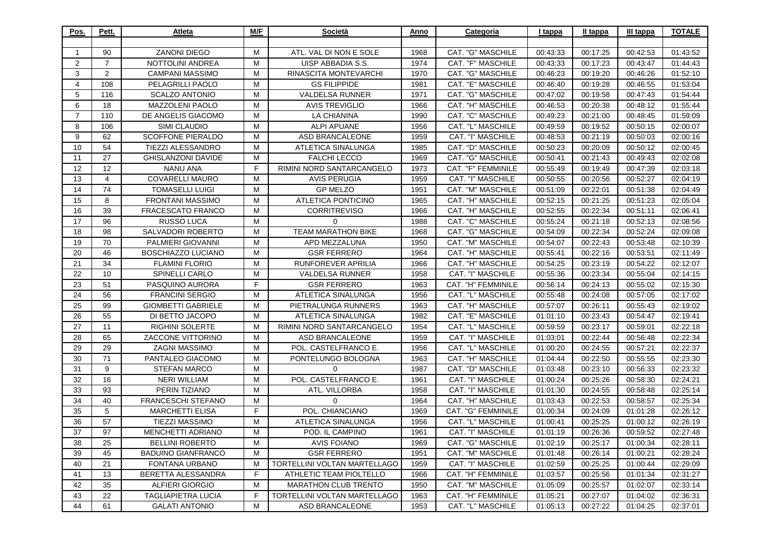| Pos. | Pett. | Atleta | M/F | Società | Anno | Categoria | I tappa | II tappa | III tappa | TOTALE |
|---|---|---|---|---|---|---|---|---|---|---|
| 1 | 90 | ZANONI DIEGO | M | ATL. VAL DI NON E SOLE | 1968 | CAT. "G" MASCHILE | 00:43:33 | 00:17:25 | 00:42:53 | 01:43:52 |
| 2 | 7 | NOTTOLINI ANDREA | M | UISP ABBADIA S.S. | 1974 | CAT. "F" MASCHILE | 00:43:33 | 00:17:23 | 00:43:47 | 01:44:43 |
| 3 | 2 | CAMPANI MASSIMO | M | RINASCITA MONTEVARCHI | 1970 | CAT. "G" MASCHILE | 00:46:23 | 00:19:20 | 00:46:26 | 01:52:10 |
| 4 | 108 | PELAGRILLI PAOLO | M | GS FILIPPIDE | 1981 | CAT. "E" MASCHILE | 00:46:40 | 00:19:28 | 00:46:55 | 01:53:04 |
| 5 | 116 | SCALZO ANTONIO | M | VALDELSA RUNNER | 1971 | CAT. "G" MASCHILE | 00:47:02 | 00:19:58 | 00:47:43 | 01:54:44 |
| 6 | 18 | MAZZOLENI PAOLO | M | AVIS TREVIGLIO | 1966 | CAT. "H" MASCHILE | 00:46:53 | 00:20:38 | 00:48:12 | 01:55:44 |
| 7 | 110 | DE ANGELIS GIACOMO | M | LA CHIANINA | 1990 | CAT. "C" MASCHILE | 00:49:23 | 00:21:00 | 00:48:45 | 01:59:09 |
| 8 | 106 | SIMI CLAUDIO | M | ALPI APUANE | 1956 | CAT. "L" MASCHILE | 00:49:59 | 00:19:52 | 00:50:15 | 02:00:07 |
| 9 | 62 | SCOFFONE PIERALDO | M | ASD BRANCALEONE | 1959 | CAT. "I" MASCHILE | 00:48:53 | 00:21:19 | 00:50:03 | 02:00:16 |
| 10 | 54 | TIEZZI ALESSANDRO | M | ATLETICA SINALUNGA | 1985 | CAT. "D" MASCHILE | 00:50:23 | 00:20:09 | 00:50:12 | 02:00:45 |
| 11 | 27 | GHISLANZONI DAVIDE | M | FALCHI LECCO | 1969 | CAT. "G" MASCHILE | 00:50:41 | 00:21:43 | 00:49:43 | 02:02:08 |
| 12 | 12 | NANU ANA | F | RIMINI NORD SANTARCANGELO | 1973 | CAT. "F" FEMMINILE | 00:55:49 | 00:19:49 | 00:47:39 | 02:03:18 |
| 13 | 4 | COVARELLI MAURO | M | AVIS PERUGIA | 1959 | CAT. "I" MASCHILE | 00:50:55 | 00:20:56 | 00:52:27 | 02:04:19 |
| 14 | 74 | TOMASELLI LUIGI | M | GP MELZO | 1951 | CAT. "M" MASCHILE | 00:51:09 | 00:22:01 | 00:51:38 | 02:04:49 |
| 15 | 8 | FRONTANI MASSIMO | M | ATLETICA PONTICINO | 1965 | CAT. "H" MASCHILE | 00:52:15 | 00:21:25 | 00:51:23 | 02:05:04 |
| 16 | 39 | FRACESCATO FRANCO | M | CORRITREVISO | 1966 | CAT. "H" MASCHILE | 00:52:55 | 00:22:34 | 00:51:11 | 02:06:41 |
| 17 | 96 | RUSSO LUCA | M | 0 | 1988 | CAT. "C" MASCHILE | 00:55:24 | 00:21:18 | 00:52:13 | 02:08:56 |
| 18 | 98 | SALVADORI ROBERTO | M | TEAM MARATHON BIKE | 1968 | CAT. "G" MASCHILE | 00:54:09 | 00:22:34 | 00:52:24 | 02:09:08 |
| 19 | 70 | PALMIERI GIOVANNI | M | APD MEZZALUNA | 1950 | CAT. "M" MASCHILE | 00:54:07 | 00:22:43 | 00:53:48 | 02:10:39 |
| 20 | 46 | BOSCHIAZZO LUCIANO | M | GSR FERRERO | 1964 | CAT. "H" MASCHILE | 00:55:41 | 00:22:16 | 00:53:51 | 02:11:49 |
| 21 | 34 | FLAMINI FLORIO | M | RUNFOREVER APRILIA | 1966 | CAT. "H" MASCHILE | 00:54:25 | 00:23:19 | 00:54:22 | 02:12:07 |
| 22 | 10 | SPINELLI CARLO | M | VALDELSA RUNNER | 1958 | CAT. "I" MASCHILE | 00:55:36 | 00:23:34 | 00:55:04 | 02:14:15 |
| 23 | 51 | PASQUINO AURORA | F | GSR FERRERO | 1963 | CAT. "H" FEMMINILE | 00:56:14 | 00:24:13 | 00:55:02 | 02:15:30 |
| 24 | 56 | FRANCINI SERGIO | M | ATLETICA SINALUNGA | 1956 | CAT. "L" MASCHILE | 00:55:48 | 00:24:08 | 00:57:05 | 02:17:02 |
| 25 | 99 | GIOMBETTI GABRIELE | M | PIETRALUNGA RUNNERS | 1963 | CAT. "H" MASCHILE | 00:57:07 | 00:26:11 | 00:55:43 | 02:19:02 |
| 26 | 55 | DI BETTO JACOPO | M | ATLETICA SINALUNGA | 1982 | CAT. "E" MASCHILE | 01:01:10 | 00:23:43 | 00:54:47 | 02:19:41 |
| 27 | 11 | RIGHINI SOLERTE | M | RIMINI NORD SANTARCANGELO | 1954 | CAT. "L" MASCHILE | 00:59:59 | 00:23:17 | 00:59:01 | 02:22:18 |
| 28 | 65 | ZACCONE VITTORINO | M | ASD BRANCALEONE | 1959 | CAT. "I" MASCHILE | 01:03:01 | 00:22:44 | 00:56:48 | 02:22:34 |
| 29 | 29 | ZAGNI MASSIMO | M | POL. CASTELFRANCO E. | 1956 | CAT. "L" MASCHILE | 01:00:20 | 00:24:55 | 00:57:21 | 02:22:37 |
| 30 | 71 | PANTALEO GIACOMO | M | PONTELUNGO BOLOGNA | 1963 | CAT. "H" MASCHILE | 01:04:44 | 00:22:50 | 00:55:55 | 02:23:30 |
| 31 | 9 | STEFAN MARCO | M | 0 | 1987 | CAT. "D" MASCHILE | 01:03:48 | 00:23:10 | 00:56:33 | 02:23:32 |
| 32 | 16 | NERI WILLIAM | M | POL. CASTELFRANCO E. | 1961 | CAT. "I" MASCHILE | 01:00:24 | 00:25:26 | 00:58:30 | 02:24:21 |
| 33 | 93 | PERIN TIZIANO | M | ATL. VILLORBA | 1958 | CAT. "I" MASCHILE | 01:01:30 | 00:24:55 | 00:58:48 | 02:25:14 |
| 34 | 40 | FRANCESCHI STEFANO | M | 0 | 1964 | CAT. "H" MASCHILE | 01:03:43 | 00:22:53 | 00:58:57 | 02:25:34 |
| 35 | 5 | MARCHETTI ELISA | F | POL. CHIANCIANO | 1969 | CAT. "G" FEMMINILE | 01:00:34 | 00:24:09 | 01:01:28 | 02:26:12 |
| 36 | 57 | TIEZZI MASSIMO | M | ATLETICA SINALUNGA | 1956 | CAT. "L" MASCHILE | 01:00:41 | 00:25:25 | 01:00:12 | 02:26:19 |
| 37 | 97 | MENCHETTI ADRIANO | M | POD. IL CAMPINO | 1961 | CAT. "I" MASCHILE | 01:01:19 | 00:26:36 | 00:59:52 | 02:27:48 |
| 38 | 25 | BELLINI ROBERTO | M | AVIS FOIANO | 1969 | CAT. "G" MASCHILE | 01:02:19 | 00:25:17 | 01:00:34 | 02:28:11 |
| 39 | 45 | BADUINO GIANFRANCO | M | GSR FERRERO | 1951 | CAT. "M" MASCHILE | 01:01:48 | 00:26:14 | 01:00:21 | 02:28:24 |
| 40 | 21 | FONTANA URBANO | M | TORTELLINI VOLTAN MARTELLAGO | 1959 | CAT. "I" MASCHILE | 01:02:59 | 00:25:25 | 01:00:44 | 02:29:09 |
| 41 | 13 | BERETTA ALESSANDRA | F | ATHLETIC TEAM PIOLTELLO | 1966 | CAT. "H" FEMMINILE | 01:03:57 | 00:25:56 | 01:01:34 | 02:31:27 |
| 42 | 35 | ALFIERI GIORGIO | M | MARATHON CLUB TRENTO | 1950 | CAT. "M" MASCHILE | 01:05:09 | 00:25:57 | 01:02:07 | 02:33:14 |
| 43 | 22 | TAGLIAPIETRA LUCIA | F | TORTELLINI VOLTAN MARTELLAGO | 1963 | CAT. "H" FEMMINILE | 01:05:21 | 00:27:07 | 01:04:02 | 02:36:31 |
| 44 | 61 | GALATI ANTONIO | M | ASD BRANCALEONE | 1953 | CAT. "L" MASCHILE | 01:05:13 | 00:27:22 | 01:04:25 | 02:37:01 |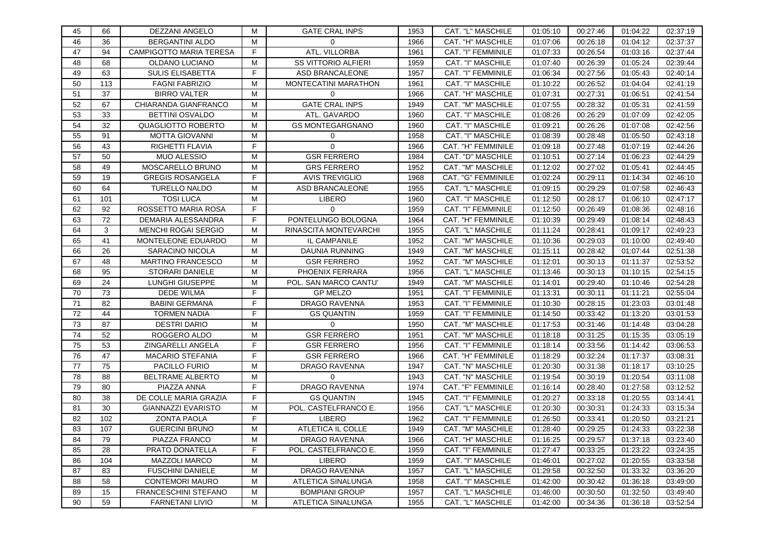| 45 | 66 | DEZZANI ANGELO | M | GATE CRAL INPS | 1953 | CAT. "L" MASCHILE | 01:05:10 | 00:27:46 | 01:04:22 | 02:37:19 |
|---|---|---|---|---|---|---|---|---|---|---|
| 46 | 36 | BERGANTINI ALDO | M | 0 | 1966 | CAT. "H" MASCHILE | 01:07:06 | 00:26:18 | 01:04:12 | 02:37:37 |
| 47 | 94 | CAMPIGOTTO MARIA TERESA | F | ATL. VILLORBA | 1961 | CAT. "I" FEMMINILE | 01:07:33 | 00:26:54 | 01:03:16 | 02:37:44 |
| 48 | 68 | OLDANO LUCIANO | M | SS VITTORIO ALFIERI | 1959 | CAT. "I" MASCHILE | 01:07:40 | 00:26:39 | 01:05:24 | 02:39:44 |
| 49 | 63 | SULIS ELISABETTA | F | ASD BRANCALEONE | 1957 | CAT. "I" FEMMINILE | 01:06:34 | 00:27:56 | 01:05:43 | 02:40:14 |
| 50 | 113 | FAGNI FABRIZIO | M | MONTECATINI MARATHON | 1961 | CAT. "I" MASCHILE | 01:10:22 | 00:26:52 | 01:04:04 | 02:41:19 |
| 51 | 37 | BIRRO VALTER | M | 0 | 1966 | CAT. "H" MASCHILE | 01:07:31 | 00:27:31 | 01:06:51 | 02:41:54 |
| 52 | 67 | CHIARANDA GIANFRANCO | M | GATE CRAL INPS | 1949 | CAT. "M" MASCHILE | 01:07:55 | 00:28:32 | 01:05:31 | 02:41:59 |
| 53 | 33 | BETTINI OSVALDO | M | ATL. GAVARDO | 1960 | CAT. "I" MASCHILE | 01:08:26 | 00:26:29 | 01:07:09 | 02:42:05 |
| 54 | 32 | QUAGLIOTTO ROBERTO | M | GS MONTEGARGNANO | 1960 | CAT. "I" MASCHILE | 01:09:21 | 00:26:26 | 01:07:08 | 02:42:56 |
| 55 | 91 | MOTTA GIOVANNI | M | 0 | 1958 | CAT. "I" MASCHILE | 01:08:39 | 00:28:48 | 01:05:50 | 02:43:18 |
| 56 | 43 | RIGHETTI FLAVIA | F | 0 | 1966 | CAT. "H" FEMMINILE | 01:09:18 | 00:27:48 | 01:07:19 | 02:44:26 |
| 57 | 50 | MUO ALESSIO | M | GSR FERRERO | 1984 | CAT. "D" MASCHILE | 01:10:51 | 00:27:14 | 01:06:23 | 02:44:29 |
| 58 | 49 | MOSCARELLO BRUNO | M | GRS FERRERO | 1952 | CAT. "M" MASCHILE | 01:12:02 | 00:27:02 | 01:05:41 | 02:44:45 |
| 59 | 19 | GREGIS ROSANGELA | F | AVIS TREVIGLIO | 1968 | CAT. "G" FEMMINILE | 01:02:24 | 00:29:11 | 01:14:34 | 02:46:10 |
| 60 | 64 | TURELLO NALDO | M | ASD BRANCALEONE | 1955 | CAT. "L" MASCHILE | 01:09:15 | 00:29:29 | 01:07:58 | 02:46:43 |
| 61 | 101 | TOSI LUCA | M | LIBERO | 1960 | CAT. "I" MASCHILE | 01:12:50 | 00:28:17 | 01:06:10 | 02:47:17 |
| 62 | 92 | ROSSETTO MARIA ROSA | F | 0 | 1959 | CAT. "I" FEMMINILE | 01:12:50 | 00:26:49 | 01:08:36 | 02:48:16 |
| 63 | 72 | DEMARIA ALESSANDRA | F | PONTELUNGO BOLOGNA | 1964 | CAT. "H" FEMMINILE | 01:10:39 | 00:29:49 | 01:08:14 | 02:48:43 |
| 64 | 3 | MENCHI ROGAI SERGIO | M | RINASCITA MONTEVARCHI | 1955 | CAT. "L" MASCHILE | 01:11:24 | 00:28:41 | 01:09:17 | 02:49:23 |
| 65 | 41 | MONTELEONE EDUARDO | M | IL CAMPANILE | 1952 | CAT. "M" MASCHILE | 01:10:36 | 00:29:03 | 01:10:00 | 02:49:40 |
| 66 | 26 | SARACINO NICOLA | M | DAUNIA RUNNING | 1949 | CAT. "M" MASCHILE | 01:15:11 | 00:28:42 | 01:07:44 | 02:51:38 |
| 67 | 48 | MARTINO FRANCESCO | M | GSR FERRERO | 1952 | CAT. "M" MASCHILE | 01:12:01 | 00:30:13 | 01:11:37 | 02:53:52 |
| 68 | 95 | STORARI DANIELE | M | PHOENIX FERRARA | 1956 | CAT. "L" MASCHILE | 01:13:46 | 00:30:13 | 01:10:15 | 02:54:15 |
| 69 | 24 | LUNGHI GIUSEPPE | M | POL. SAN MARCO CANTU' | 1949 | CAT. "M" MASCHILE | 01:14:01 | 00:29:40 | 01:10:46 | 02:54:28 |
| 70 | 73 | DEDE WILMA | F | GP MELZO | 1951 | CAT. "I" FEMMINILE | 01:13:31 | 00:30:11 | 01:11:21 | 02:55:04 |
| 71 | 82 | BABINI GERMANA | F | DRAGO RAVENNA | 1953 | CAT. "I" FEMMINILE | 01:10:30 | 00:28:15 | 01:23:03 | 03:01:48 |
| 72 | 44 | TORMEN NADIA | F | GS QUANTIN | 1959 | CAT. "I" FEMMINILE | 01:14:50 | 00:33:42 | 01:13:20 | 03:01:53 |
| 73 | 87 | DESTRI DARIO | M | 0 | 1950 | CAT. "M" MASCHILE | 01:17:53 | 00:31:46 | 01:14:48 | 03:04:28 |
| 74 | 52 | ROGGERO ALDO | M | GSR FERRERO | 1951 | CAT. "M" MASCHILE | 01:18:18 | 00:31:25 | 01:15:35 | 03:05:19 |
| 75 | 53 | ZINGARELLI ANGELA | F | GSR FERRERO | 1956 | CAT. "I" FEMMINILE | 01:18:14 | 00:33:56 | 01:14:42 | 03:06:53 |
| 76 | 47 | MACARIO STEFANIA | F | GSR FERRERO | 1966 | CAT. "H" FEMMINILE | 01:18:29 | 00:32:24 | 01:17:37 | 03:08:31 |
| 77 | 75 | PACILLO FURIO | M | DRAGO RAVENNA | 1947 | CAT. "N" MASCHILE | 01:20:30 | 00:31:38 | 01:18:17 | 03:10:25 |
| 78 | 88 | BELTRAME ALBERTO | M | 0 | 1943 | CAT. "N" MASCHILE | 01:19:54 | 00:30:19 | 01:20:54 | 03:11:08 |
| 79 | 80 | PIAZZA ANNA | F | DRAGO RAVENNA | 1974 | CAT. "F" FEMMINILE | 01:16:14 | 00:28:40 | 01:27:58 | 03:12:52 |
| 80 | 38 | DE COLLE MARIA GRAZIA | F | GS QUANTIN | 1945 | CAT. "I" FEMMINILE | 01:20:27 | 00:33:18 | 01:20:55 | 03:14:41 |
| 81 | 30 | GIANNAZZI EVARISTO | M | POL. CASTELFRANCO E. | 1956 | CAT. "L" MASCHILE | 01:20:30 | 00:30:31 | 01:24:33 | 03:15:34 |
| 82 | 102 | ZONTA PAOLA | F | LIBERO | 1962 | CAT. "I" FEMMINILE | 01:26:50 | 00:33:41 | 01:20:50 | 03:21:21 |
| 83 | 107 | GUERCINI BRUNO | M | ATLETICA IL COLLE | 1949 | CAT. "M" MASCHILE | 01:28:40 | 00:29:25 | 01:24:33 | 03:22:38 |
| 84 | 79 | PIAZZA FRANCO | M | DRAGO RAVENNA | 1966 | CAT. "H" MASCHILE | 01:16:25 | 00:29:57 | 01:37:18 | 03:23:40 |
| 85 | 28 | PRATO DONATELLA | F | POL. CASTELFRANCO E. | 1959 | CAT. "I" FEMMINILE | 01:27:47 | 00:33:25 | 01:23:22 | 03:24:35 |
| 86 | 104 | MAZZOLI MARCO | M | LIBERO | 1959 | CAT. "I" MASCHILE | 01:46:01 | 00:27:02 | 01:20:55 | 03:33:58 |
| 87 | 83 | FUSCHINI DANIELE | M | DRAGO RAVENNA | 1957 | CAT. "L" MASCHILE | 01:29:58 | 00:32:50 | 01:33:32 | 03:36:20 |
| 88 | 58 | CONTEMORI MAURO | M | ATLETICA SINALUNGA | 1958 | CAT. "I" MASCHILE | 01:42:00 | 00:30:42 | 01:36:18 | 03:49:00 |
| 89 | 15 | FRANCESCHINI STEFANO | M | BOMPIANI GROUP | 1957 | CAT. "L" MASCHILE | 01:46:00 | 00:30:50 | 01:32:50 | 03:49:40 |
| 90 | 59 | FARNETANI LIVIO | M | ATLETICA SINALUNGA | 1955 | CAT. "L" MASCHILE | 01:42:00 | 00:34:36 | 01:36:18 | 03:52:54 |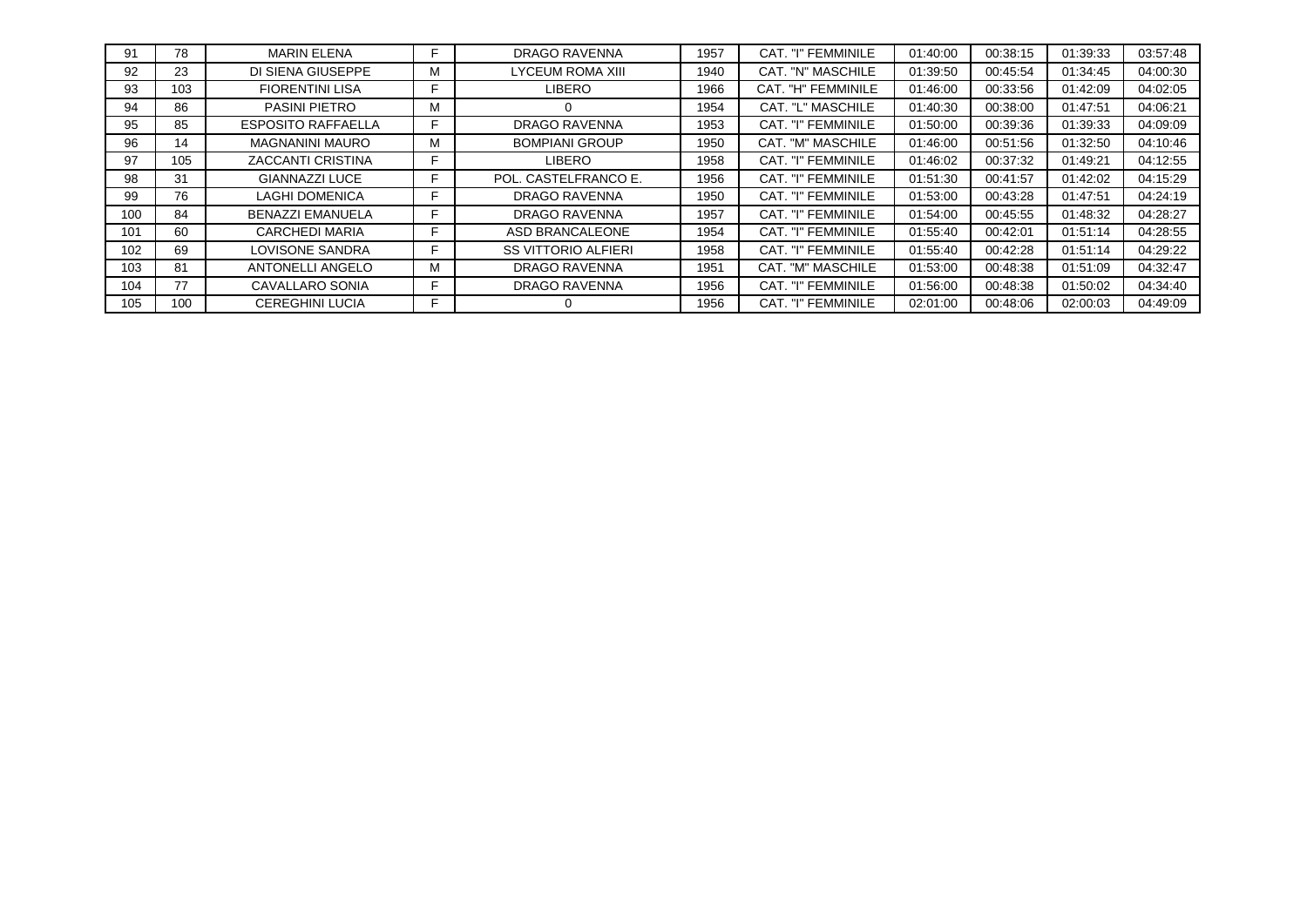| | | | | | | | | | | |
|---|---|---|---|---|---|---|---|---|---|---|
| 91 | 78 | MARIN ELENA | F | DRAGO RAVENNA | 1957 | CAT. "I" FEMMINILE | 01:40:00 | 00:38:15 | 01:39:33 | 03:57:48 |
| 92 | 23 | DI SIENA GIUSEPPE | M | LYCEUM ROMA XIII | 1940 | CAT. "N" MASCHILE | 01:39:50 | 00:45:54 | 01:34:45 | 04:00:30 |
| 93 | 103 | FIORENTINI LISA | F | LIBERO | 1966 | CAT. "H" FEMMINILE | 01:46:00 | 00:33:56 | 01:42:09 | 04:02:05 |
| 94 | 86 | PASINI PIETRO | M | 0 | 1954 | CAT. "L" MASCHILE | 01:40:30 | 00:38:00 | 01:47:51 | 04:06:21 |
| 95 | 85 | ESPOSITO RAFFAELLA | F | DRAGO RAVENNA | 1953 | CAT. "I" FEMMINILE | 01:50:00 | 00:39:36 | 01:39:33 | 04:09:09 |
| 96 | 14 | MAGNANINI MAURO | M | BOMPIANI GROUP | 1950 | CAT. "M" MASCHILE | 01:46:00 | 00:51:56 | 01:32:50 | 04:10:46 |
| 97 | 105 | ZACCANTI CRISTINA | F | LIBERO | 1958 | CAT. "I" FEMMINILE | 01:46:02 | 00:37:32 | 01:49:21 | 04:12:55 |
| 98 | 31 | GIANNAZZI LUCE | F | POL. CASTELFRANCO E. | 1956 | CAT. "I" FEMMINILE | 01:51:30 | 00:41:57 | 01:42:02 | 04:15:29 |
| 99 | 76 | LAGHI DOMENICA | F | DRAGO RAVENNA | 1950 | CAT. "I" FEMMINILE | 01:53:00 | 00:43:28 | 01:47:51 | 04:24:19 |
| 100 | 84 | BENAZZI EMANUELA | F | DRAGO RAVENNA | 1957 | CAT. "I" FEMMINILE | 01:54:00 | 00:45:55 | 01:48:32 | 04:28:27 |
| 101 | 60 | CARCHEDI MARIA | F | ASD BRANCALEONE | 1954 | CAT. "I" FEMMINILE | 01:55:40 | 00:42:01 | 01:51:14 | 04:28:55 |
| 102 | 69 | LOVISONE SANDRA | F | SS VITTORIO ALFIERI | 1958 | CAT. "I" FEMMINILE | 01:55:40 | 00:42:28 | 01:51:14 | 04:29:22 |
| 103 | 81 | ANTONELLI ANGELO | M | DRAGO RAVENNA | 1951 | CAT. "M" MASCHILE | 01:53:00 | 00:48:38 | 01:51:09 | 04:32:47 |
| 104 | 77 | CAVALLARO SONIA | F | DRAGO RAVENNA | 1956 | CAT. "I" FEMMINILE | 01:56:00 | 00:48:38 | 01:50:02 | 04:34:40 |
| 105 | 100 | CEREGHINI LUCIA | F | 0 | 1956 | CAT. "I" FEMMINILE | 02:01:00 | 00:48:06 | 02:00:03 | 04:49:09 |